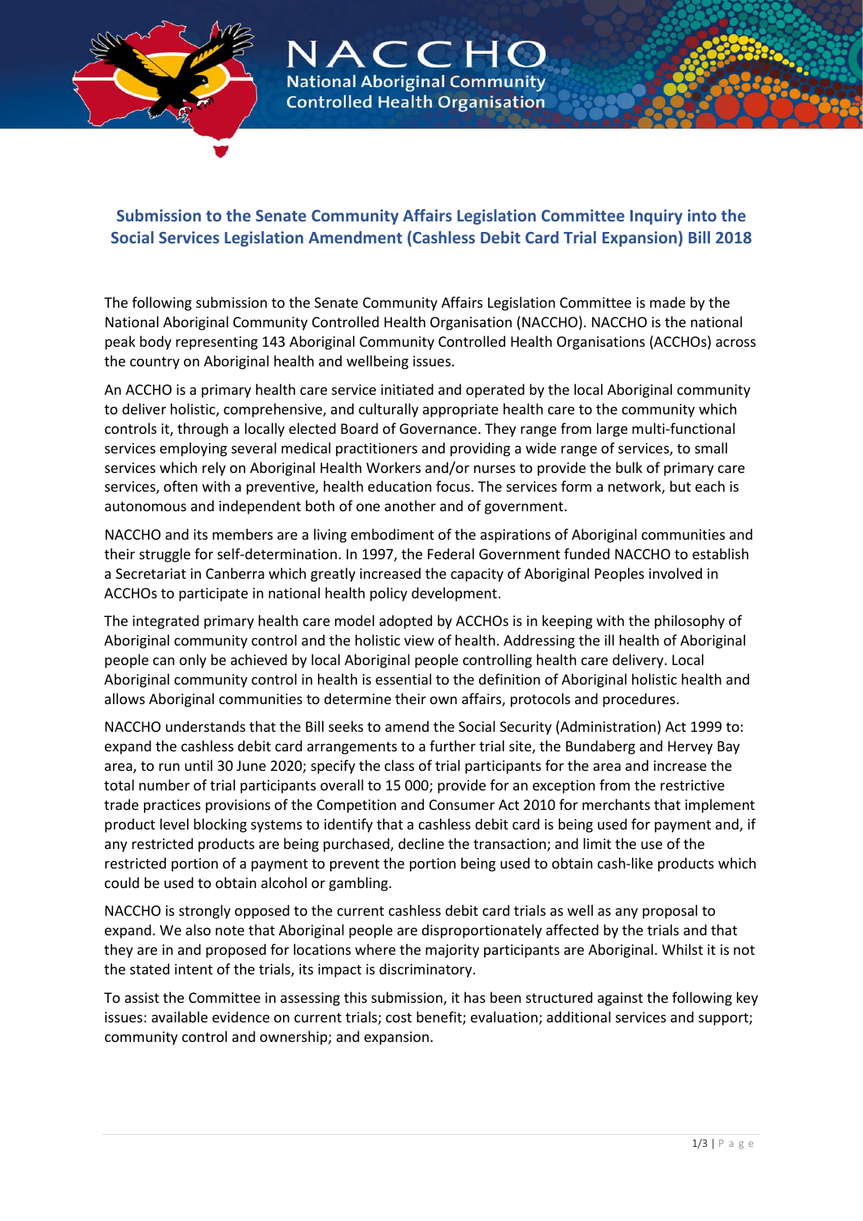# Submission to the Senate Community Affairs Legislation Committee Inquiry into the Social Services Legislation Amendment (Cashless Debit Card Trial Expansion) Bill 2018

The following submission to the Senate Community Affairs Legislation Committee is made by the National Aboriginal Community Controlled Health Organisation (NACCHO). NACCHO is the national peak body representing 143 Aboriginal Community Controlled Health Organisations (ACCHOs) across the country on Aboriginal health and wellbeing issues.

An ACCHO is a primary health care service initiated and operated by the local Aboriginal community to deliver holistic, comprehensive, and culturally appropriate health care to the community which controls it, through a locally elected Board of Governance. They range from large multi-functional services employing several medical practitioners and providing a wide range of services, to small services which rely on Aboriginal Health Workers and/or nurses to provide the bulk of primary care services, often with a preventive, health education focus. The services form a network, but each is autonomous and independent both of one another and of government.

NACCHO and its members are a living embodiment of the aspirations of Aboriginal communities and their struggle for self-determination. In 1997, the Federal Government funded NACCHO to establish a Secretariat in Canberra which greatly increased the capacity of Aboriginal Peoples involved in ACCHOs to participate in national health policy development.

The integrated primary health care model adopted by ACCHOs is in keeping with the philosophy of Aboriginal community control and the holistic view of health. Addressing the ill health of Aboriginal people can only be achieved by local Aboriginal people controlling health care delivery. Local Aboriginal community control in health is essential to the definition of Aboriginal holistic health and allows Aboriginal communities to determine their own affairs, protocols and procedures.

NACCHO understands that the Bill seeks to amend the Social Security (Administration) Act 1999 to: expand the cashless debit card arrangements to a further trial site, the Bundaberg and Hervey Bay area, to run until 30 June 2020; specify the class of trial participants for the area and increase the total number of trial participants overall to 15 000; provide for an exception from the restrictive trade practices provisions of the Competition and Consumer Act 2010 for merchants that implement product level blocking systems to identify that a cashless debit card is being used for payment and, if any restricted products are being purchased, decline the transaction; and limit the use of the restricted portion of a payment to prevent the portion being used to obtain cash-like products which could be used to obtain alcohol or gambling.

NACCHO is strongly opposed to the current cashless debit card trials as well as any proposal to expand. We also note that Aboriginal people are disproportionately affected by the trials and that they are in and proposed for locations where the majority participants are Aboriginal. Whilst it is not the stated intent of the trials, its impact is discriminatory.

To assist the Committee in assessing this submission, it has been structured against the following key issues: available evidence on current trials; cost benefit; evaluation; additional services and support; community control and ownership; and expansion.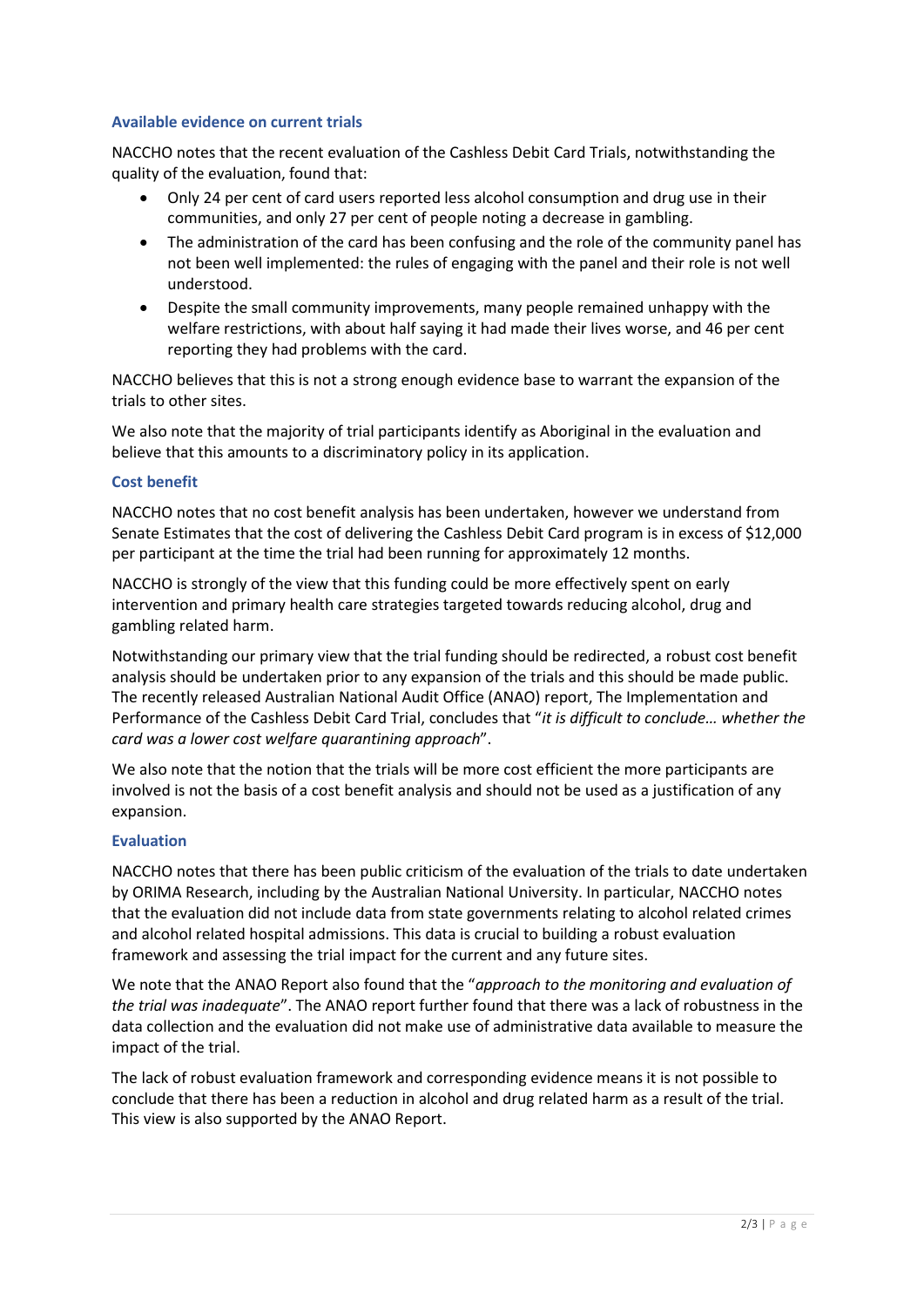### Available evidence on current trials

NACCHO notes that the recent evaluation of the Cashless Debit Card Trials, notwithstanding the quality of the evaluation, found that:

- Only 24 per cent of card users reported less alcohol consumption and drug use in their communities, and only 27 per cent of people noting a decrease in gambling.
- The administration of the card has been confusing and the role of the community panel has not been well implemented: the rules of engaging with the panel and their role is not well understood.
- Despite the small community improvements, many people remained unhappy with the welfare restrictions, with about half saying it had made their lives worse, and 46 per cent reporting they had problems with the card.

NACCHO believes that this is not a strong enough evidence base to warrant the expansion of the trials to other sites.

We also note that the majority of trial participants identify as Aboriginal in the evaluation and believe that this amounts to a discriminatory policy in its application.

### Cost benefit

NACCHO notes that no cost benefit analysis has been undertaken, however we understand from Senate Estimates that the cost of delivering the Cashless Debit Card program is in excess of $12,000 per participant at the time the trial had been running for approximately 12 months.

NACCHO is strongly of the view that this funding could be more effectively spent on early intervention and primary health care strategies targeted towards reducing alcohol, drug and gambling related harm.

Notwithstanding our primary view that the trial funding should be redirected, a robust cost benefit analysis should be undertaken prior to any expansion of the trials and this should be made public. The recently released Australian National Audit Office (ANAO) report, The Implementation and Performance of the Cashless Debit Card Trial, concludes that "*it is difficult to conclude… whether the card was a lower cost welfare quarantining approach*".

We also note that the notion that the trials will be more cost efficient the more participants are involved is not the basis of a cost benefit analysis and should not be used as a justification of any expansion.

### Evaluation

NACCHO notes that there has been public criticism of the evaluation of the trials to date undertaken by ORIMA Research, including by the Australian National University. In particular, NACCHO notes that the evaluation did not include data from state governments relating to alcohol related crimes and alcohol related hospital admissions. This data is crucial to building a robust evaluation framework and assessing the trial impact for the current and any future sites.

We note that the ANAO Report also found that the "*approach to the monitoring and evaluation of the trial was inadequate*". The ANAO report further found that there was a lack of robustness in the data collection and the evaluation did not make use of administrative data available to measure the impact of the trial.

The lack of robust evaluation framework and corresponding evidence means it is not possible to conclude that there has been a reduction in alcohol and drug related harm as a result of the trial. This view is also supported by the ANAO Report.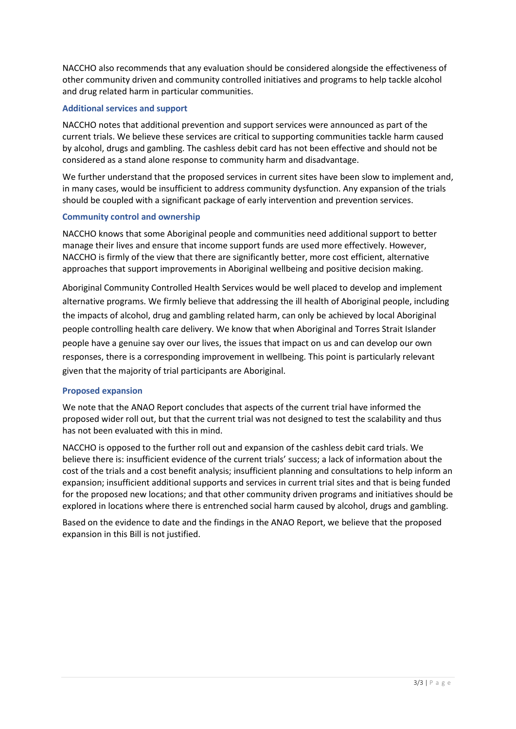NACCHO also recommends that any evaluation should be considered alongside the effectiveness of other community driven and community controlled initiatives and programs to help tackle alcohol and drug related harm in particular communities.

### Additional services and support

NACCHO notes that additional prevention and support services were announced as part of the current trials. We believe these services are critical to supporting communities tackle harm caused by alcohol, drugs and gambling. The cashless debit card has not been effective and should not be considered as a stand alone response to community harm and disadvantage.

We further understand that the proposed services in current sites have been slow to implement and, in many cases, would be insufficient to address community dysfunction. Any expansion of the trials should be coupled with a significant package of early intervention and prevention services.

### Community control and ownership

NACCHO knows that some Aboriginal people and communities need additional support to better manage their lives and ensure that income support funds are used more effectively. However, NACCHO is firmly of the view that there are significantly better, more cost efficient, alternative approaches that support improvements in Aboriginal wellbeing and positive decision making.

Aboriginal Community Controlled Health Services would be well placed to develop and implement alternative programs. We firmly believe that addressing the ill health of Aboriginal people, including the impacts of alcohol, drug and gambling related harm, can only be achieved by local Aboriginal people controlling health care delivery. We know that when Aboriginal and Torres Strait Islander people have a genuine say over our lives, the issues that impact on us and can develop our own responses, there is a corresponding improvement in wellbeing. This point is particularly relevant given that the majority of trial participants are Aboriginal.

### Proposed expansion

We note that the ANAO Report concludes that aspects of the current trial have informed the proposed wider roll out, but that the current trial was not designed to test the scalability and thus has not been evaluated with this in mind.

NACCHO is opposed to the further roll out and expansion of the cashless debit card trials. We believe there is: insufficient evidence of the current trials' success; a lack of information about the cost of the trials and a cost benefit analysis; insufficient planning and consultations to help inform an expansion; insufficient additional supports and services in current trial sites and that is being funded for the proposed new locations; and that other community driven programs and initiatives should be explored in locations where there is entrenched social harm caused by alcohol, drugs and gambling.

Based on the evidence to date and the findings in the ANAO Report, we believe that the proposed expansion in this Bill is not justified.